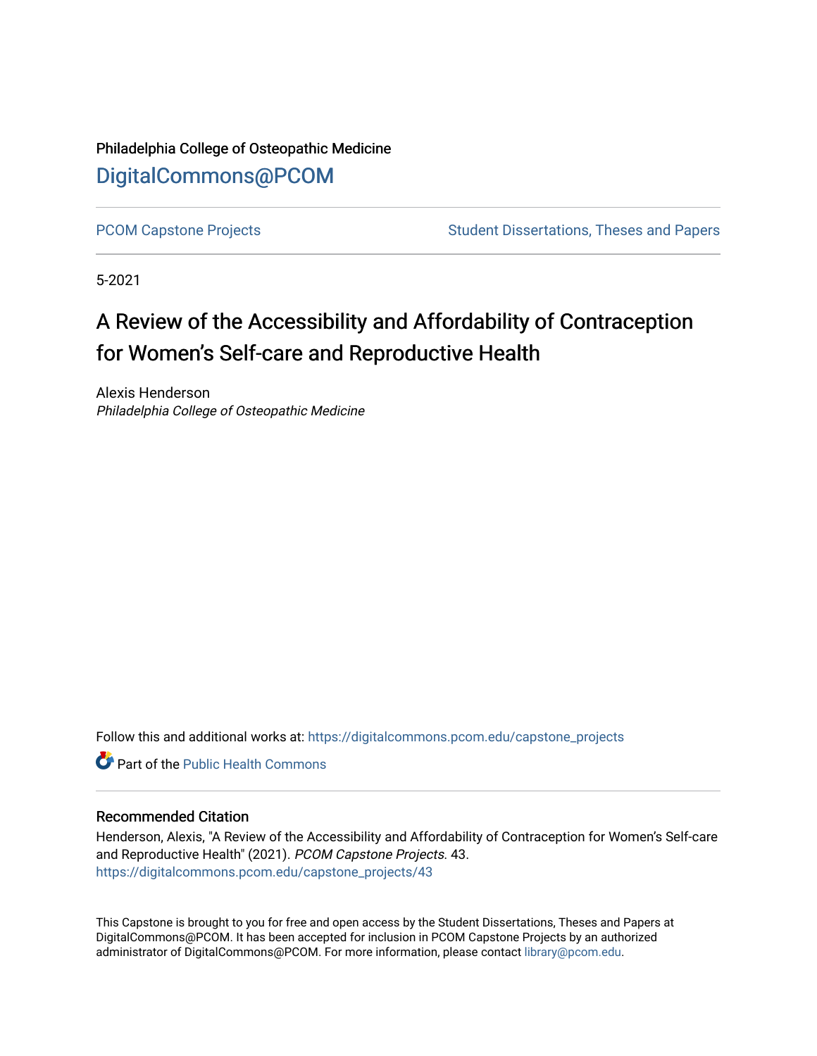Philadelphia College of Osteopathic Medicine

# DigitalCommons@PCOM

PCOM Capstone Projects | Student Dissertations, Theses and Papers

5-2021

## A Review of the Accessibility and Affordability of Contraception for Women's Self-care and Reproductive Health

Alexis Henderson
*Philadelphia College of Osteopathic Medicine*

Follow this and additional works at: https://digitalcommons.pcom.edu/capstone_projects

Part of the Public Health Commons

### Recommended Citation

Henderson, Alexis, "A Review of the Accessibility and Affordability of Contraception for Women's Self-care and Reproductive Health" (2021). *PCOM Capstone Projects.* 43.
https://digitalcommons.pcom.edu/capstone_projects/43

This Capstone is brought to you for free and open access by the Student Dissertations, Theses and Papers at DigitalCommons@PCOM. It has been accepted for inclusion in PCOM Capstone Projects by an authorized administrator of DigitalCommons@PCOM. For more information, please contact library@pcom.edu.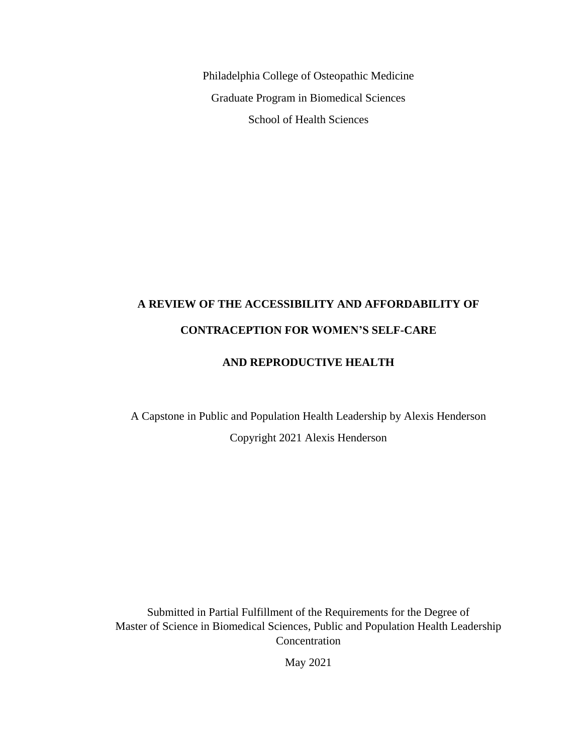Philadelphia College of Osteopathic Medicine

Graduate Program in Biomedical Sciences

School of Health Sciences

# A REVIEW OF THE ACCESSIBILITY AND AFFORDABILITY OF CONTRACEPTION FOR WOMEN'S SELF-CARE AND REPRODUCTIVE HEALTH

A Capstone in Public and Population Health Leadership by Alexis Henderson

Copyright 2021 Alexis Henderson

Submitted in Partial Fulfillment of the Requirements for the Degree of Master of Science in Biomedical Sciences, Public and Population Health Leadership Concentration

May 2021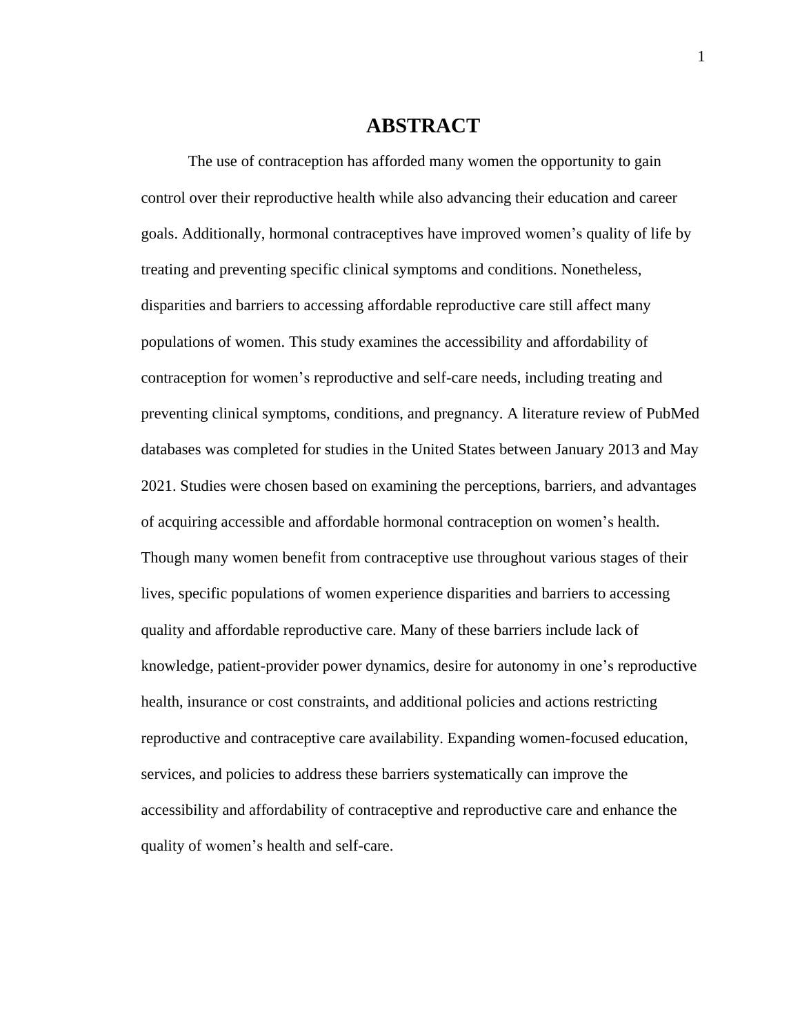# ABSTRACT

The use of contraception has afforded many women the opportunity to gain control over their reproductive health while also advancing their education and career goals. Additionally, hormonal contraceptives have improved women's quality of life by treating and preventing specific clinical symptoms and conditions. Nonetheless, disparities and barriers to accessing affordable reproductive care still affect many populations of women. This study examines the accessibility and affordability of contraception for women's reproductive and self-care needs, including treating and preventing clinical symptoms, conditions, and pregnancy. A literature review of PubMed databases was completed for studies in the United States between January 2013 and May 2021. Studies were chosen based on examining the perceptions, barriers, and advantages of acquiring accessible and affordable hormonal contraception on women's health. Though many women benefit from contraceptive use throughout various stages of their lives, specific populations of women experience disparities and barriers to accessing quality and affordable reproductive care. Many of these barriers include lack of knowledge, patient-provider power dynamics, desire for autonomy in one's reproductive health, insurance or cost constraints, and additional policies and actions restricting reproductive and contraceptive care availability. Expanding women-focused education, services, and policies to address these barriers systematically can improve the accessibility and affordability of contraceptive and reproductive care and enhance the quality of women's health and self-care.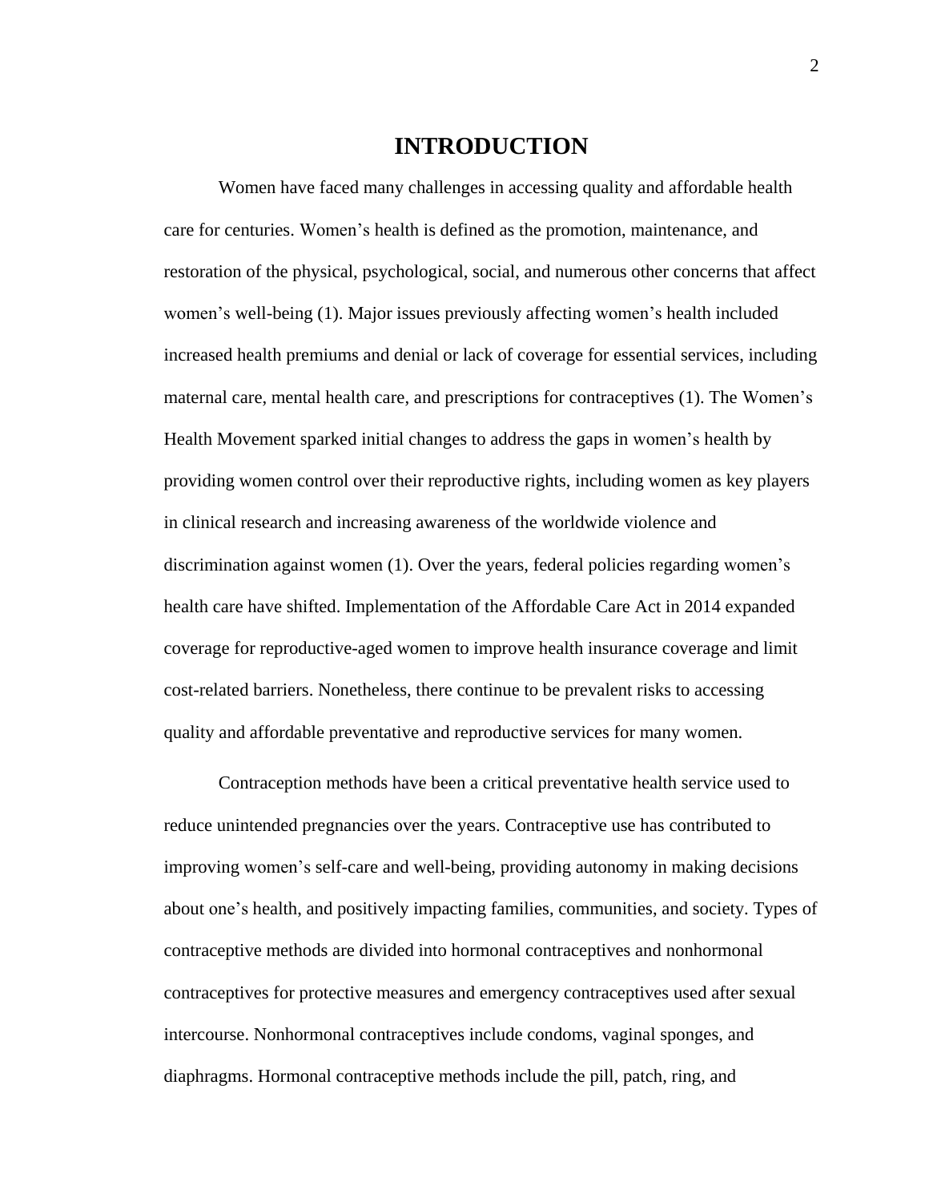# INTRODUCTION

Women have faced many challenges in accessing quality and affordable health care for centuries. Women's health is defined as the promotion, maintenance, and restoration of the physical, psychological, social, and numerous other concerns that affect women's well-being (1). Major issues previously affecting women's health included increased health premiums and denial or lack of coverage for essential services, including maternal care, mental health care, and prescriptions for contraceptives (1). The Women's Health Movement sparked initial changes to address the gaps in women's health by providing women control over their reproductive rights, including women as key players in clinical research and increasing awareness of the worldwide violence and discrimination against women (1). Over the years, federal policies regarding women's health care have shifted. Implementation of the Affordable Care Act in 2014 expanded coverage for reproductive-aged women to improve health insurance coverage and limit cost-related barriers. Nonetheless, there continue to be prevalent risks to accessing quality and affordable preventative and reproductive services for many women.

Contraception methods have been a critical preventative health service used to reduce unintended pregnancies over the years. Contraceptive use has contributed to improving women's self-care and well-being, providing autonomy in making decisions about one's health, and positively impacting families, communities, and society. Types of contraceptive methods are divided into hormonal contraceptives and nonhormonal contraceptives for protective measures and emergency contraceptives used after sexual intercourse. Nonhormonal contraceptives include condoms, vaginal sponges, and diaphragms. Hormonal contraceptive methods include the pill, patch, ring, and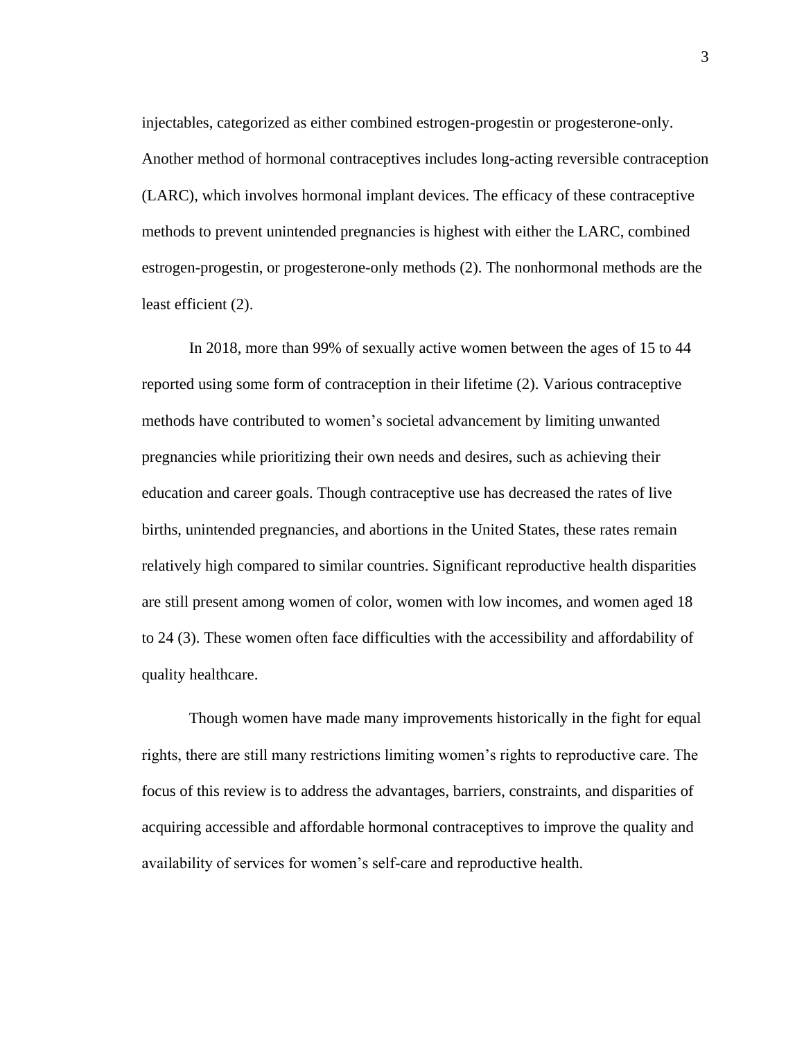injectables, categorized as either combined estrogen-progestin or progesterone-only. Another method of hormonal contraceptives includes long-acting reversible contraception (LARC), which involves hormonal implant devices. The efficacy of these contraceptive methods to prevent unintended pregnancies is highest with either the LARC, combined estrogen-progestin, or progesterone-only methods (2). The nonhormonal methods are the least efficient (2).

In 2018, more than 99% of sexually active women between the ages of 15 to 44 reported using some form of contraception in their lifetime (2). Various contraceptive methods have contributed to women's societal advancement by limiting unwanted pregnancies while prioritizing their own needs and desires, such as achieving their education and career goals. Though contraceptive use has decreased the rates of live births, unintended pregnancies, and abortions in the United States, these rates remain relatively high compared to similar countries. Significant reproductive health disparities are still present among women of color, women with low incomes, and women aged 18 to 24 (3). These women often face difficulties with the accessibility and affordability of quality healthcare.

Though women have made many improvements historically in the fight for equal rights, there are still many restrictions limiting women's rights to reproductive care. The focus of this review is to address the advantages, barriers, constraints, and disparities of acquiring accessible and affordable hormonal contraceptives to improve the quality and availability of services for women's self-care and reproductive health.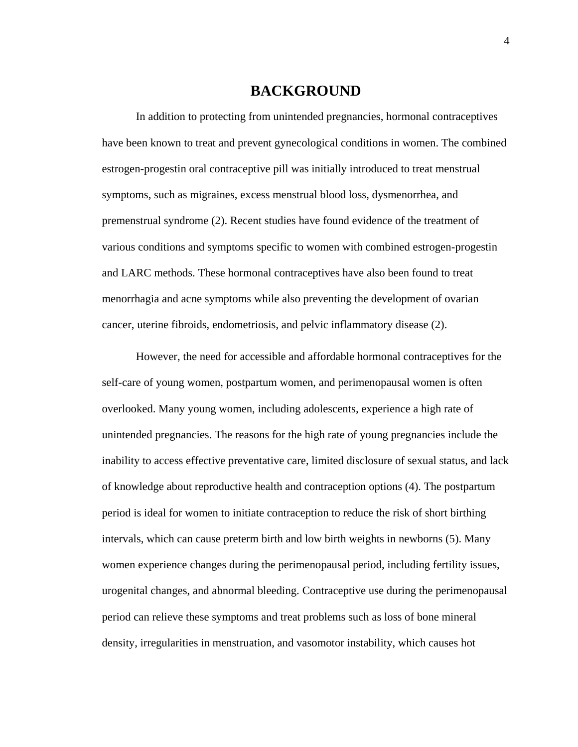# BACKGROUND

In addition to protecting from unintended pregnancies, hormonal contraceptives have been known to treat and prevent gynecological conditions in women. The combined estrogen-progestin oral contraceptive pill was initially introduced to treat menstrual symptoms, such as migraines, excess menstrual blood loss, dysmenorrhea, and premenstrual syndrome (2). Recent studies have found evidence of the treatment of various conditions and symptoms specific to women with combined estrogen-progestin and LARC methods. These hormonal contraceptives have also been found to treat menorrhagia and acne symptoms while also preventing the development of ovarian cancer, uterine fibroids, endometriosis, and pelvic inflammatory disease (2).

However, the need for accessible and affordable hormonal contraceptives for the self-care of young women, postpartum women, and perimenopausal women is often overlooked. Many young women, including adolescents, experience a high rate of unintended pregnancies. The reasons for the high rate of young pregnancies include the inability to access effective preventative care, limited disclosure of sexual status, and lack of knowledge about reproductive health and contraception options (4). The postpartum period is ideal for women to initiate contraception to reduce the risk of short birthing intervals, which can cause preterm birth and low birth weights in newborns (5). Many women experience changes during the perimenopausal period, including fertility issues, urogenital changes, and abnormal bleeding. Contraceptive use during the perimenopausal period can relieve these symptoms and treat problems such as loss of bone mineral density, irregularities in menstruation, and vasomotor instability, which causes hot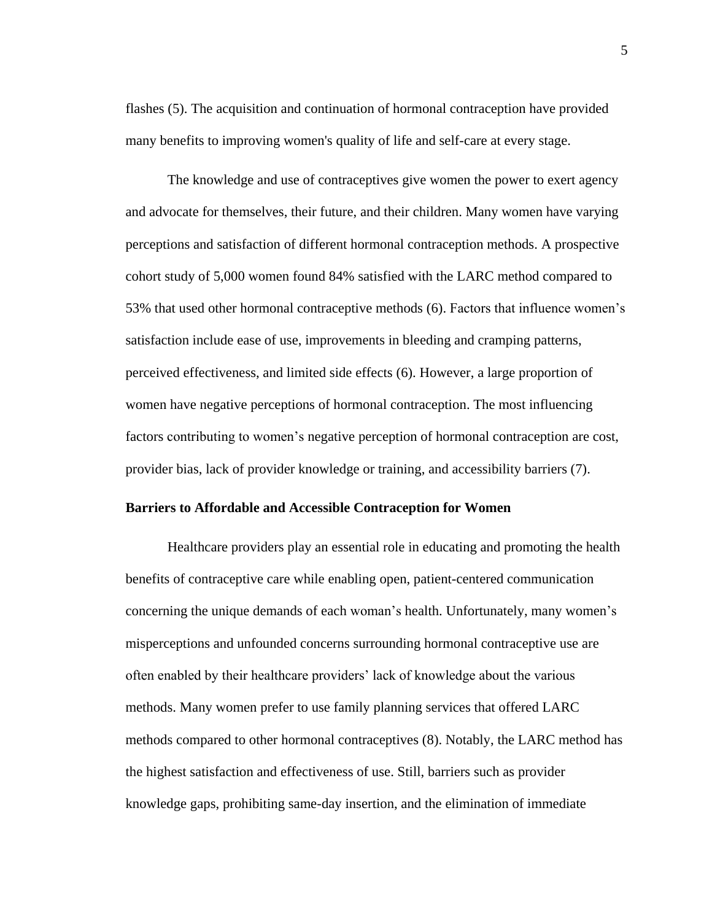flashes (5). The acquisition and continuation of hormonal contraception have provided many benefits to improving women's quality of life and self-care at every stage.

The knowledge and use of contraceptives give women the power to exert agency and advocate for themselves, their future, and their children. Many women have varying perceptions and satisfaction of different hormonal contraception methods. A prospective cohort study of 5,000 women found 84% satisfied with the LARC method compared to 53% that used other hormonal contraceptive methods (6). Factors that influence women's satisfaction include ease of use, improvements in bleeding and cramping patterns, perceived effectiveness, and limited side effects (6). However, a large proportion of women have negative perceptions of hormonal contraception. The most influencing factors contributing to women's negative perception of hormonal contraception are cost, provider bias, lack of provider knowledge or training, and accessibility barriers (7).

**Barriers to Affordable and Accessible Contraception for Women**

Healthcare providers play an essential role in educating and promoting the health benefits of contraceptive care while enabling open, patient-centered communication concerning the unique demands of each woman's health. Unfortunately, many women's misperceptions and unfounded concerns surrounding hormonal contraceptive use are often enabled by their healthcare providers' lack of knowledge about the various methods. Many women prefer to use family planning services that offered LARC methods compared to other hormonal contraceptives (8). Notably, the LARC method has the highest satisfaction and effectiveness of use. Still, barriers such as provider knowledge gaps, prohibiting same-day insertion, and the elimination of immediate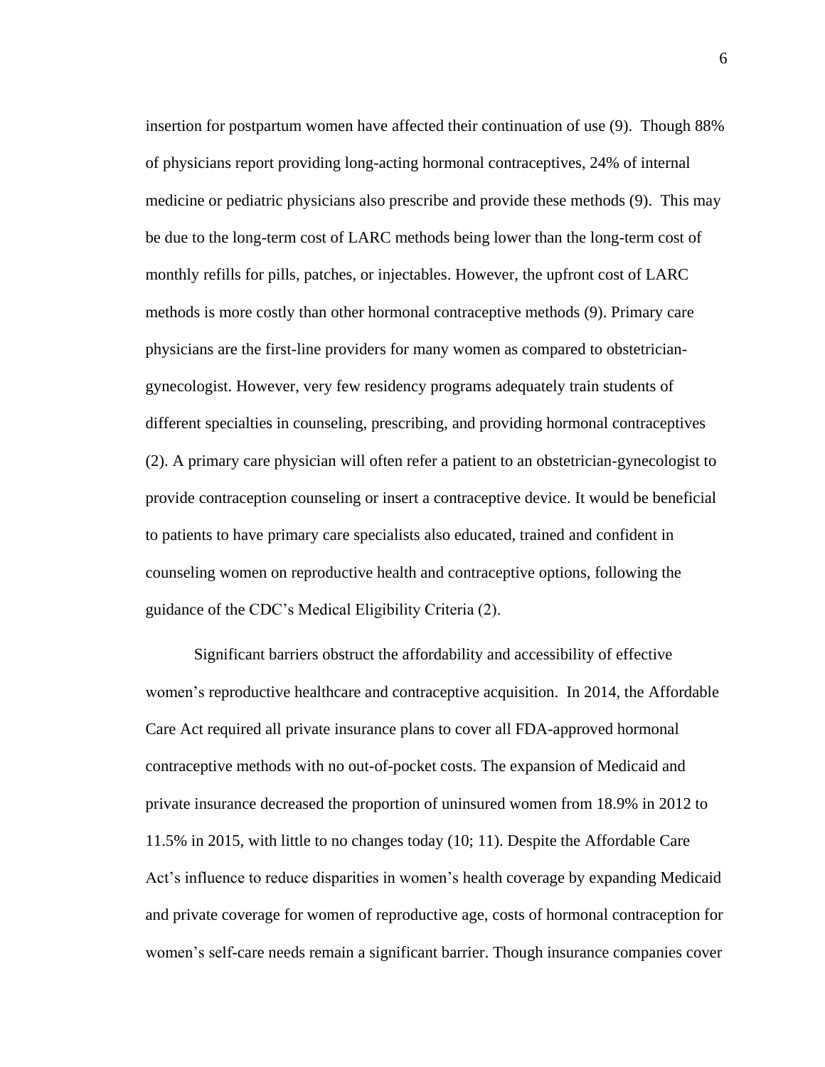insertion for postpartum women have affected their continuation of use (9). Though 88% of physicians report providing long-acting hormonal contraceptives, 24% of internal medicine or pediatric physicians also prescribe and provide these methods (9). This may be due to the long-term cost of LARC methods being lower than the long-term cost of monthly refills for pills, patches, or injectables. However, the upfront cost of LARC methods is more costly than other hormonal contraceptive methods (9). Primary care physicians are the first-line providers for many women as compared to obstetrician-gynecologist. However, very few residency programs adequately train students of different specialties in counseling, prescribing, and providing hormonal contraceptives (2). A primary care physician will often refer a patient to an obstetrician-gynecologist to provide contraception counseling or insert a contraceptive device. It would be beneficial to patients to have primary care specialists also educated, trained and confident in counseling women on reproductive health and contraceptive options, following the guidance of the CDC's Medical Eligibility Criteria (2).

Significant barriers obstruct the affordability and accessibility of effective women's reproductive healthcare and contraceptive acquisition. In 2014, the Affordable Care Act required all private insurance plans to cover all FDA-approved hormonal contraceptive methods with no out-of-pocket costs. The expansion of Medicaid and private insurance decreased the proportion of uninsured women from 18.9% in 2012 to 11.5% in 2015, with little to no changes today (10; 11). Despite the Affordable Care Act's influence to reduce disparities in women's health coverage by expanding Medicaid and private coverage for women of reproductive age, costs of hormonal contraception for women's self-care needs remain a significant barrier. Though insurance companies cover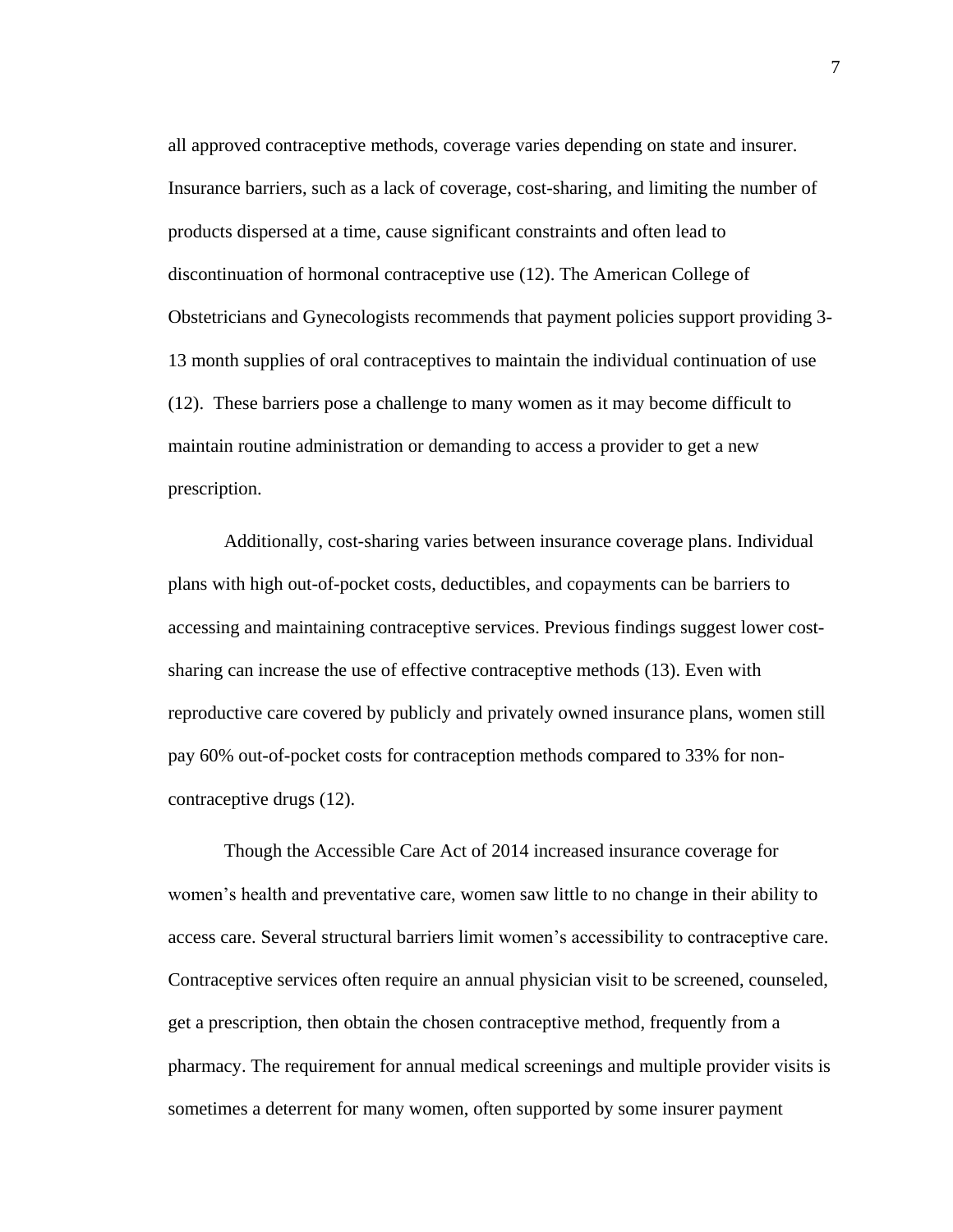all approved contraceptive methods, coverage varies depending on state and insurer. Insurance barriers, such as a lack of coverage, cost-sharing, and limiting the number of products dispersed at a time, cause significant constraints and often lead to discontinuation of hormonal contraceptive use (12). The American College of Obstetricians and Gynecologists recommends that payment policies support providing 3-13 month supplies of oral contraceptives to maintain the individual continuation of use (12). These barriers pose a challenge to many women as it may become difficult to maintain routine administration or demanding to access a provider to get a new prescription.

Additionally, cost-sharing varies between insurance coverage plans. Individual plans with high out-of-pocket costs, deductibles, and copayments can be barriers to accessing and maintaining contraceptive services. Previous findings suggest lower cost-sharing can increase the use of effective contraceptive methods (13). Even with reproductive care covered by publicly and privately owned insurance plans, women still pay 60% out-of-pocket costs for contraception methods compared to 33% for non-contraceptive drugs (12).

Though the Accessible Care Act of 2014 increased insurance coverage for women's health and preventative care, women saw little to no change in their ability to access care. Several structural barriers limit women's accessibility to contraceptive care. Contraceptive services often require an annual physician visit to be screened, counseled, get a prescription, then obtain the chosen contraceptive method, frequently from a pharmacy. The requirement for annual medical screenings and multiple provider visits is sometimes a deterrent for many women, often supported by some insurer payment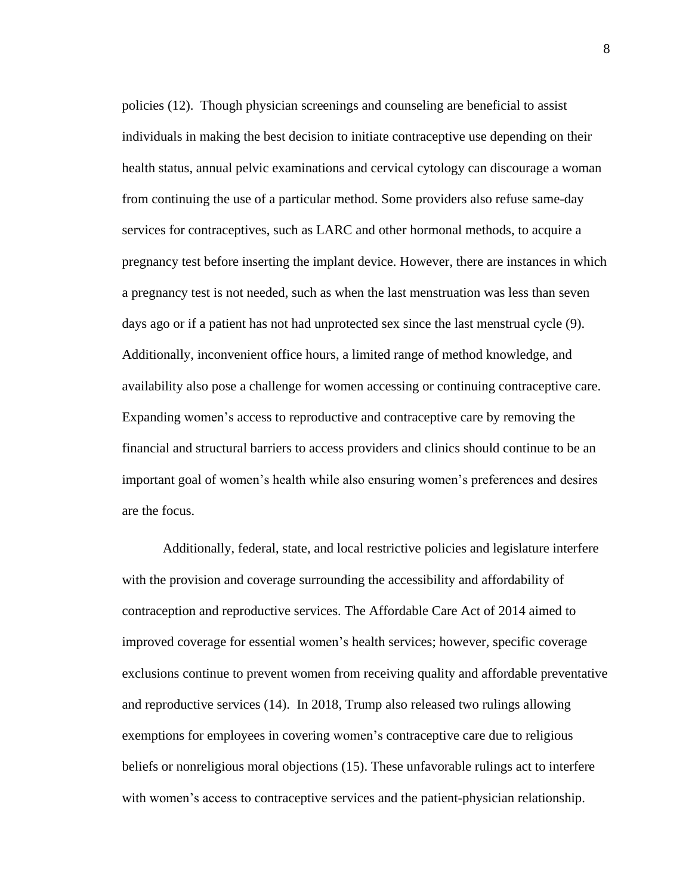policies (12). Though physician screenings and counseling are beneficial to assist individuals in making the best decision to initiate contraceptive use depending on their health status, annual pelvic examinations and cervical cytology can discourage a woman from continuing the use of a particular method. Some providers also refuse same-day services for contraceptives, such as LARC and other hormonal methods, to acquire a pregnancy test before inserting the implant device. However, there are instances in which a pregnancy test is not needed, such as when the last menstruation was less than seven days ago or if a patient has not had unprotected sex since the last menstrual cycle (9). Additionally, inconvenient office hours, a limited range of method knowledge, and availability also pose a challenge for women accessing or continuing contraceptive care. Expanding women's access to reproductive and contraceptive care by removing the financial and structural barriers to access providers and clinics should continue to be an important goal of women's health while also ensuring women's preferences and desires are the focus.

Additionally, federal, state, and local restrictive policies and legislature interfere with the provision and coverage surrounding the accessibility and affordability of contraception and reproductive services. The Affordable Care Act of 2014 aimed to improved coverage for essential women's health services; however, specific coverage exclusions continue to prevent women from receiving quality and affordable preventative and reproductive services (14). In 2018, Trump also released two rulings allowing exemptions for employees in covering women's contraceptive care due to religious beliefs or nonreligious moral objections (15). These unfavorable rulings act to interfere with women's access to contraceptive services and the patient-physician relationship.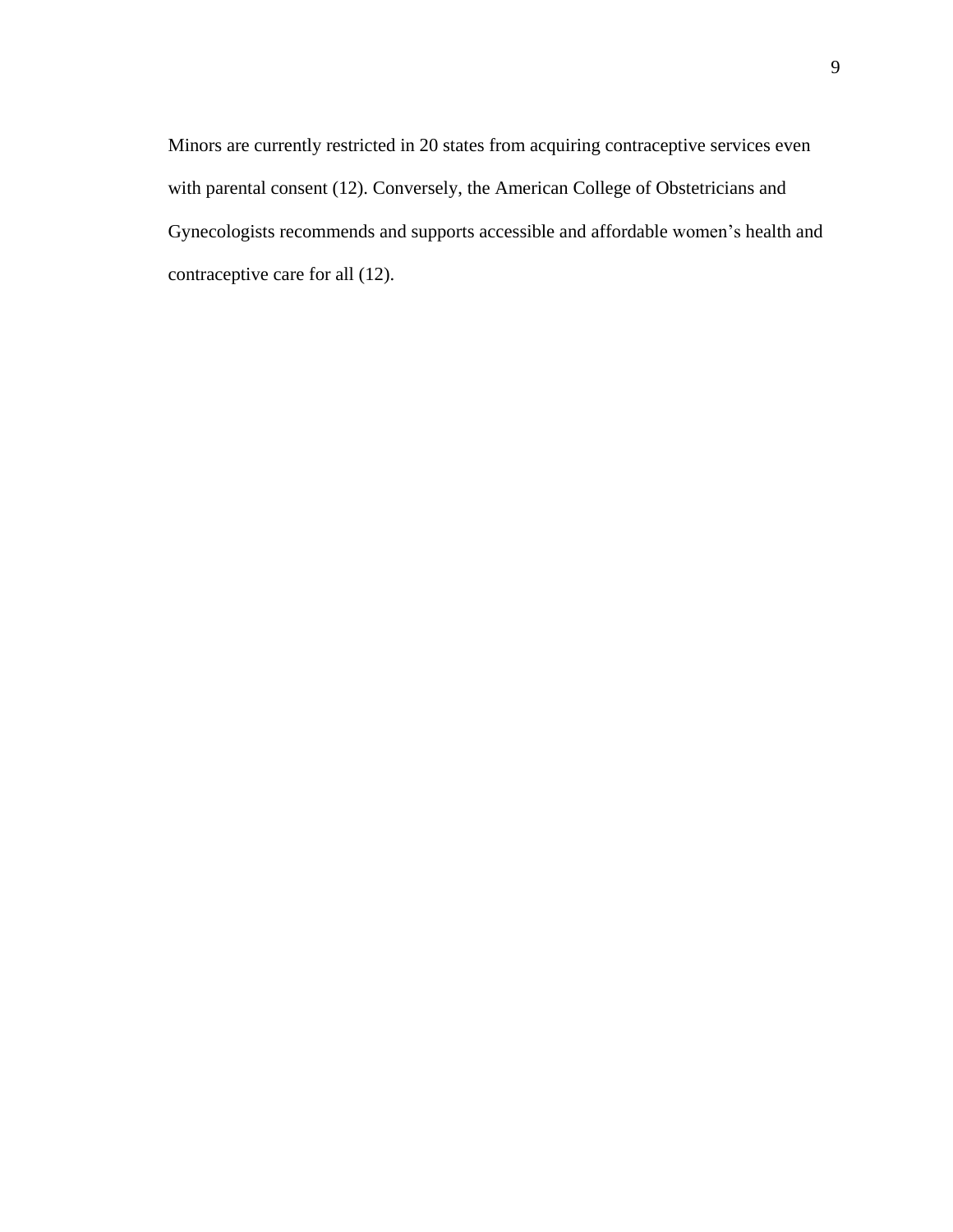Minors are currently restricted in 20 states from acquiring contraceptive services even with parental consent (12). Conversely, the American College of Obstetricians and Gynecologists recommends and supports accessible and affordable women's health and contraceptive care for all (12).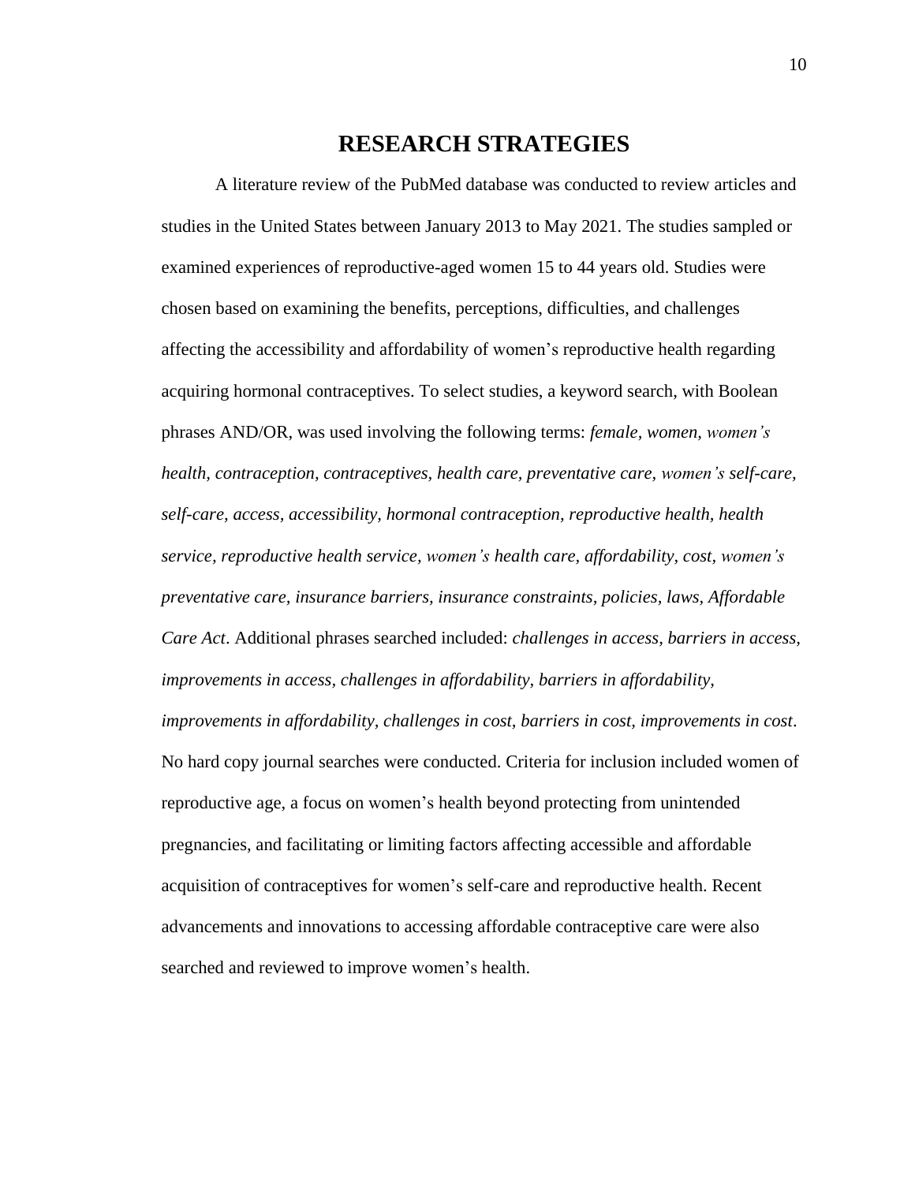# RESEARCH STRATEGIES

A literature review of the PubMed database was conducted to review articles and studies in the United States between January 2013 to May 2021. The studies sampled or examined experiences of reproductive-aged women 15 to 44 years old. Studies were chosen based on examining the benefits, perceptions, difficulties, and challenges affecting the accessibility and affordability of women's reproductive health regarding acquiring hormonal contraceptives. To select studies, a keyword search, with Boolean phrases AND/OR, was used involving the following terms: *female, women, women's health, contraception, contraceptives, health care, preventative care, women's self-care, self-care, access, accessibility, hormonal contraception, reproductive health, health service, reproductive health service, women's health care, affordability, cost, women's preventative care, insurance barriers, insurance constraints, policies, laws, Affordable Care Act*. Additional phrases searched included: *challenges in access, barriers in access, improvements in access, challenges in affordability, barriers in affordability, improvements in affordability, challenges in cost, barriers in cost, improvements in cost*. No hard copy journal searches were conducted. Criteria for inclusion included women of reproductive age, a focus on women's health beyond protecting from unintended pregnancies, and facilitating or limiting factors affecting accessible and affordable acquisition of contraceptives for women's self-care and reproductive health. Recent advancements and innovations to accessing affordable contraceptive care were also searched and reviewed to improve women's health.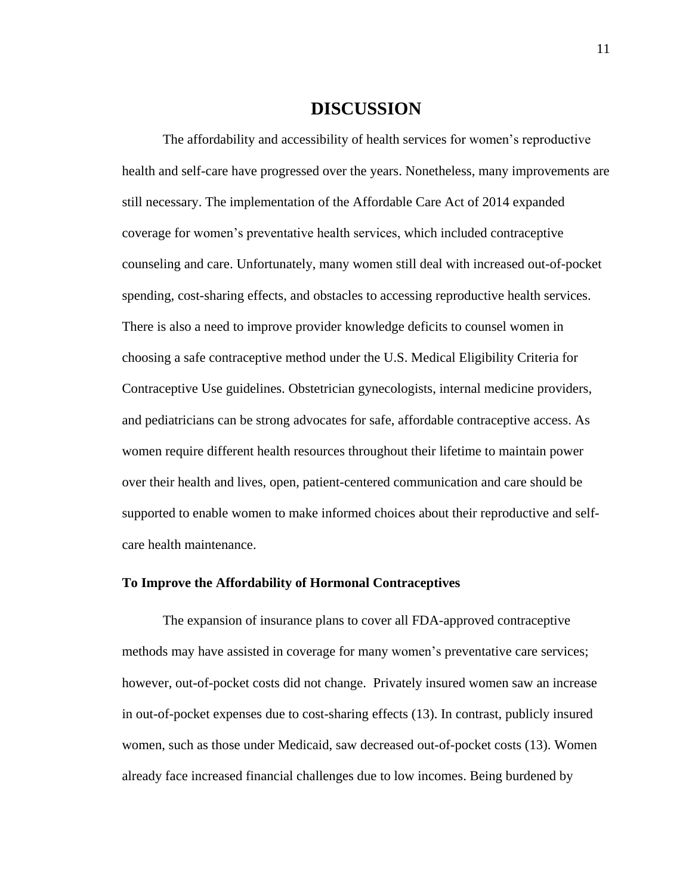# DISCUSSION

The affordability and accessibility of health services for women's reproductive health and self-care have progressed over the years. Nonetheless, many improvements are still necessary. The implementation of the Affordable Care Act of 2014 expanded coverage for women's preventative health services, which included contraceptive counseling and care. Unfortunately, many women still deal with increased out-of-pocket spending, cost-sharing effects, and obstacles to accessing reproductive health services. There is also a need to improve provider knowledge deficits to counsel women in choosing a safe contraceptive method under the U.S. Medical Eligibility Criteria for Contraceptive Use guidelines. Obstetrician gynecologists, internal medicine providers, and pediatricians can be strong advocates for safe, affordable contraceptive access. As women require different health resources throughout their lifetime to maintain power over their health and lives, open, patient-centered communication and care should be supported to enable women to make informed choices about their reproductive and self-care health maintenance.

**To Improve the Affordability of Hormonal Contraceptives**

The expansion of insurance plans to cover all FDA-approved contraceptive methods may have assisted in coverage for many women's preventative care services; however, out-of-pocket costs did not change. Privately insured women saw an increase in out-of-pocket expenses due to cost-sharing effects (13). In contrast, publicly insured women, such as those under Medicaid, saw decreased out-of-pocket costs (13). Women already face increased financial challenges due to low incomes. Being burdened by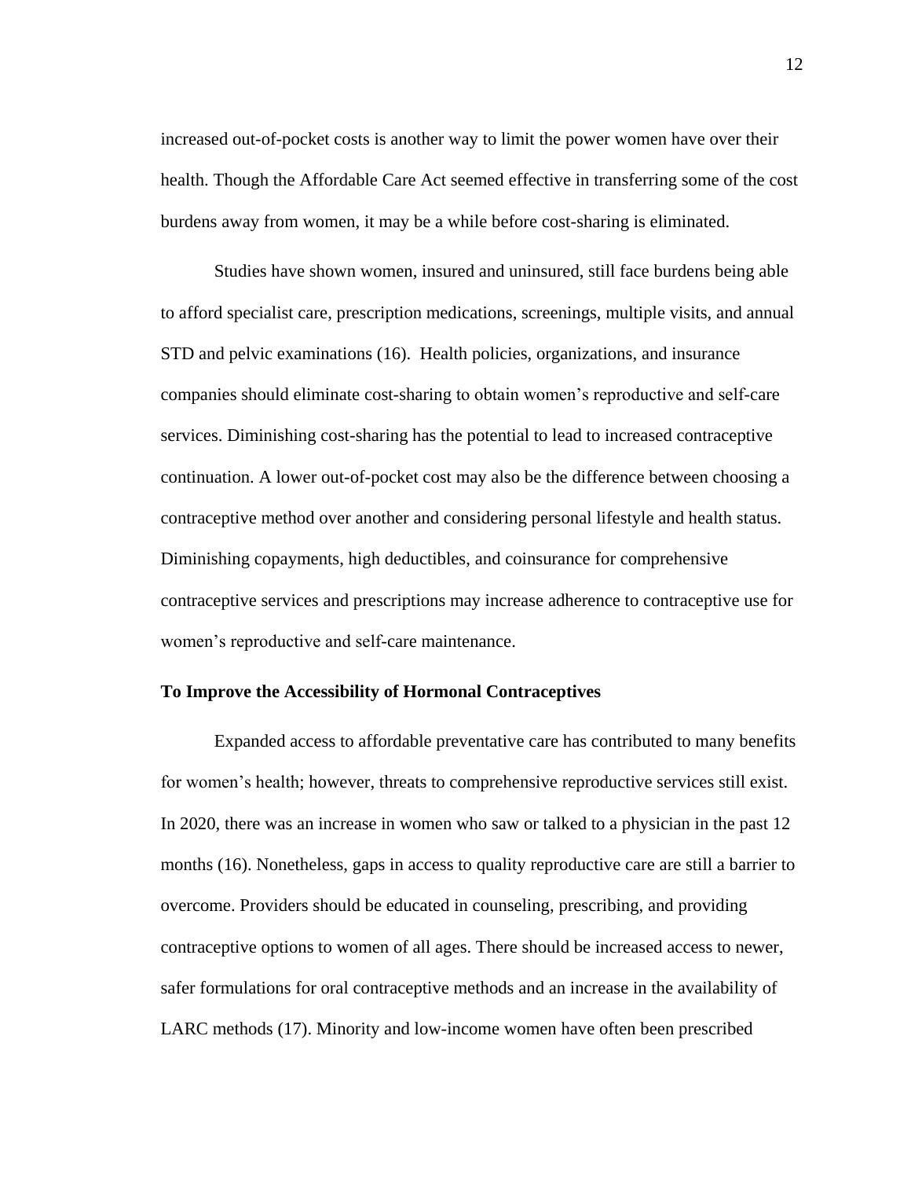increased out-of-pocket costs is another way to limit the power women have over their health. Though the Affordable Care Act seemed effective in transferring some of the cost burdens away from women, it may be a while before cost-sharing is eliminated.

Studies have shown women, insured and uninsured, still face burdens being able to afford specialist care, prescription medications, screenings, multiple visits, and annual STD and pelvic examinations (16). Health policies, organizations, and insurance companies should eliminate cost-sharing to obtain women's reproductive and self-care services. Diminishing cost-sharing has the potential to lead to increased contraceptive continuation. A lower out-of-pocket cost may also be the difference between choosing a contraceptive method over another and considering personal lifestyle and health status. Diminishing copayments, high deductibles, and coinsurance for comprehensive contraceptive services and prescriptions may increase adherence to contraceptive use for women's reproductive and self-care maintenance.

**To Improve the Accessibility of Hormonal Contraceptives**

Expanded access to affordable preventative care has contributed to many benefits for women's health; however, threats to comprehensive reproductive services still exist. In 2020, there was an increase in women who saw or talked to a physician in the past 12 months (16). Nonetheless, gaps in access to quality reproductive care are still a barrier to overcome. Providers should be educated in counseling, prescribing, and providing contraceptive options to women of all ages. There should be increased access to newer, safer formulations for oral contraceptive methods and an increase in the availability of LARC methods (17). Minority and low-income women have often been prescribed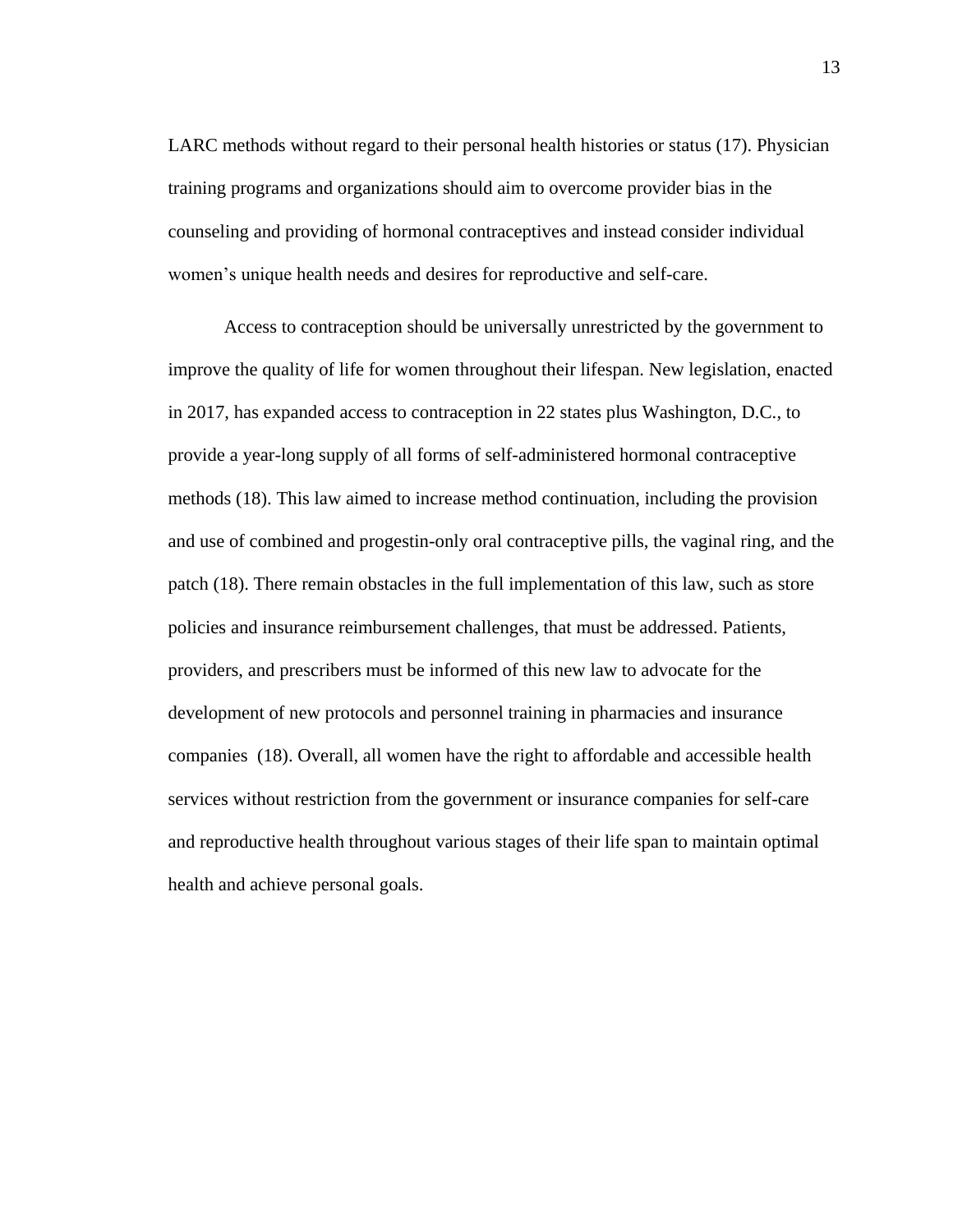LARC methods without regard to their personal health histories or status (17). Physician training programs and organizations should aim to overcome provider bias in the counseling and providing of hormonal contraceptives and instead consider individual women's unique health needs and desires for reproductive and self-care.

Access to contraception should be universally unrestricted by the government to improve the quality of life for women throughout their lifespan. New legislation, enacted in 2017, has expanded access to contraception in 22 states plus Washington, D.C., to provide a year-long supply of all forms of self-administered hormonal contraceptive methods (18). This law aimed to increase method continuation, including the provision and use of combined and progestin-only oral contraceptive pills, the vaginal ring, and the patch (18). There remain obstacles in the full implementation of this law, such as store policies and insurance reimbursement challenges, that must be addressed. Patients, providers, and prescribers must be informed of this new law to advocate for the development of new protocols and personnel training in pharmacies and insurance companies (18). Overall, all women have the right to affordable and accessible health services without restriction from the government or insurance companies for self-care and reproductive health throughout various stages of their life span to maintain optimal health and achieve personal goals.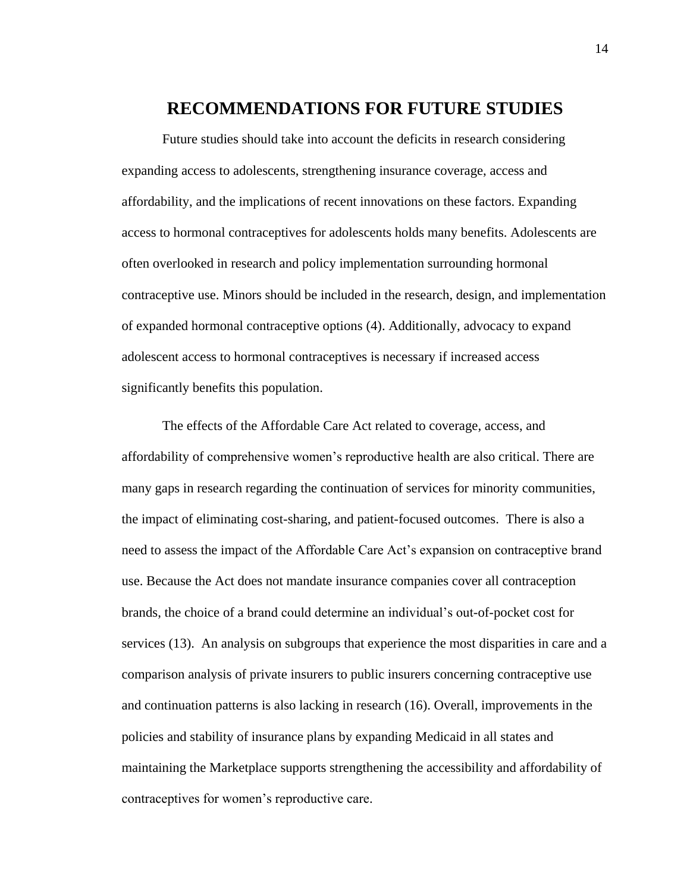# RECOMMENDATIONS FOR FUTURE STUDIES

Future studies should take into account the deficits in research considering expanding access to adolescents, strengthening insurance coverage, access and affordability, and the implications of recent innovations on these factors. Expanding access to hormonal contraceptives for adolescents holds many benefits. Adolescents are often overlooked in research and policy implementation surrounding hormonal contraceptive use. Minors should be included in the research, design, and implementation of expanded hormonal contraceptive options (4). Additionally, advocacy to expand adolescent access to hormonal contraceptives is necessary if increased access significantly benefits this population.

The effects of the Affordable Care Act related to coverage, access, and affordability of comprehensive women's reproductive health are also critical. There are many gaps in research regarding the continuation of services for minority communities, the impact of eliminating cost-sharing, and patient-focused outcomes. There is also a need to assess the impact of the Affordable Care Act's expansion on contraceptive brand use. Because the Act does not mandate insurance companies cover all contraception brands, the choice of a brand could determine an individual's out-of-pocket cost for services (13). An analysis on subgroups that experience the most disparities in care and a comparison analysis of private insurers to public insurers concerning contraceptive use and continuation patterns is also lacking in research (16). Overall, improvements in the policies and stability of insurance plans by expanding Medicaid in all states and maintaining the Marketplace supports strengthening the accessibility and affordability of contraceptives for women's reproductive care.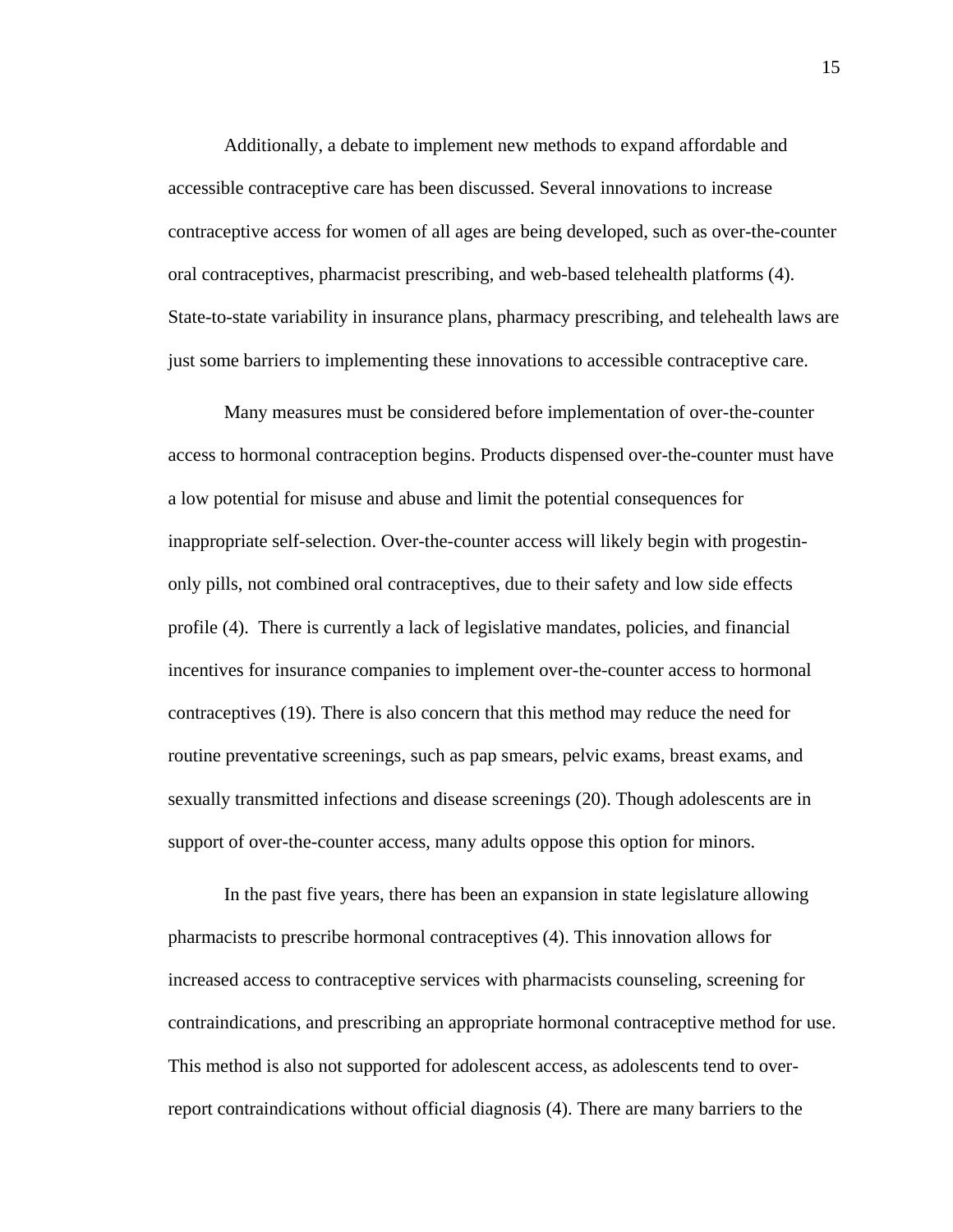Additionally, a debate to implement new methods to expand affordable and accessible contraceptive care has been discussed. Several innovations to increase contraceptive access for women of all ages are being developed, such as over-the-counter oral contraceptives, pharmacist prescribing, and web-based telehealth platforms (4). State-to-state variability in insurance plans, pharmacy prescribing, and telehealth laws are just some barriers to implementing these innovations to accessible contraceptive care.

Many measures must be considered before implementation of over-the-counter access to hormonal contraception begins. Products dispensed over-the-counter must have a low potential for misuse and abuse and limit the potential consequences for inappropriate self-selection. Over-the-counter access will likely begin with progestin-only pills, not combined oral contraceptives, due to their safety and low side effects profile (4). There is currently a lack of legislative mandates, policies, and financial incentives for insurance companies to implement over-the-counter access to hormonal contraceptives (19). There is also concern that this method may reduce the need for routine preventative screenings, such as pap smears, pelvic exams, breast exams, and sexually transmitted infections and disease screenings (20). Though adolescents are in support of over-the-counter access, many adults oppose this option for minors.

In the past five years, there has been an expansion in state legislature allowing pharmacists to prescribe hormonal contraceptives (4). This innovation allows for increased access to contraceptive services with pharmacists counseling, screening for contraindications, and prescribing an appropriate hormonal contraceptive method for use. This method is also not supported for adolescent access, as adolescents tend to over-report contraindications without official diagnosis (4). There are many barriers to the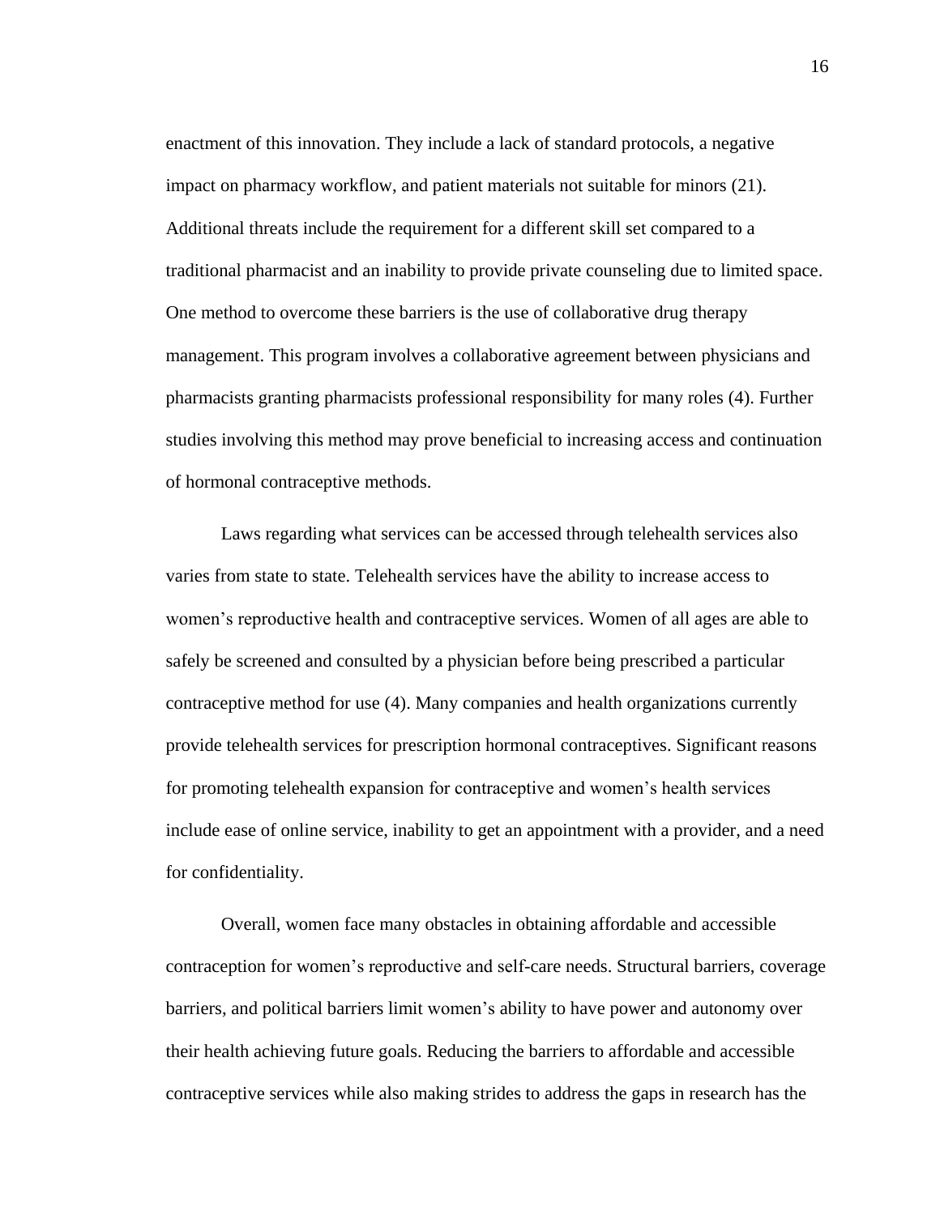enactment of this innovation. They include a lack of standard protocols, a negative impact on pharmacy workflow, and patient materials not suitable for minors (21). Additional threats include the requirement for a different skill set compared to a traditional pharmacist and an inability to provide private counseling due to limited space. One method to overcome these barriers is the use of collaborative drug therapy management. This program involves a collaborative agreement between physicians and pharmacists granting pharmacists professional responsibility for many roles (4). Further studies involving this method may prove beneficial to increasing access and continuation of hormonal contraceptive methods.

Laws regarding what services can be accessed through telehealth services also varies from state to state. Telehealth services have the ability to increase access to women's reproductive health and contraceptive services. Women of all ages are able to safely be screened and consulted by a physician before being prescribed a particular contraceptive method for use (4). Many companies and health organizations currently provide telehealth services for prescription hormonal contraceptives. Significant reasons for promoting telehealth expansion for contraceptive and women's health services include ease of online service, inability to get an appointment with a provider, and a need for confidentiality.

Overall, women face many obstacles in obtaining affordable and accessible contraception for women's reproductive and self-care needs. Structural barriers, coverage barriers, and political barriers limit women's ability to have power and autonomy over their health achieving future goals. Reducing the barriers to affordable and accessible contraceptive services while also making strides to address the gaps in research has the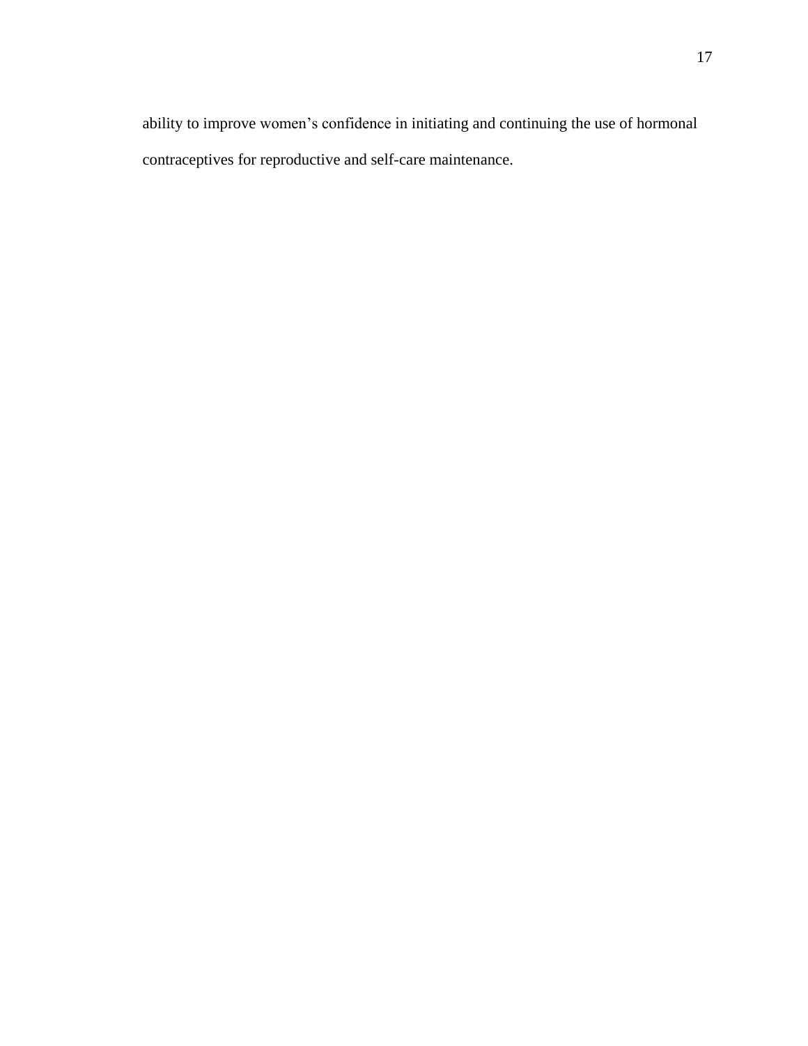ability to improve women’s confidence in initiating and continuing the use of hormonal contraceptives for reproductive and self-care maintenance.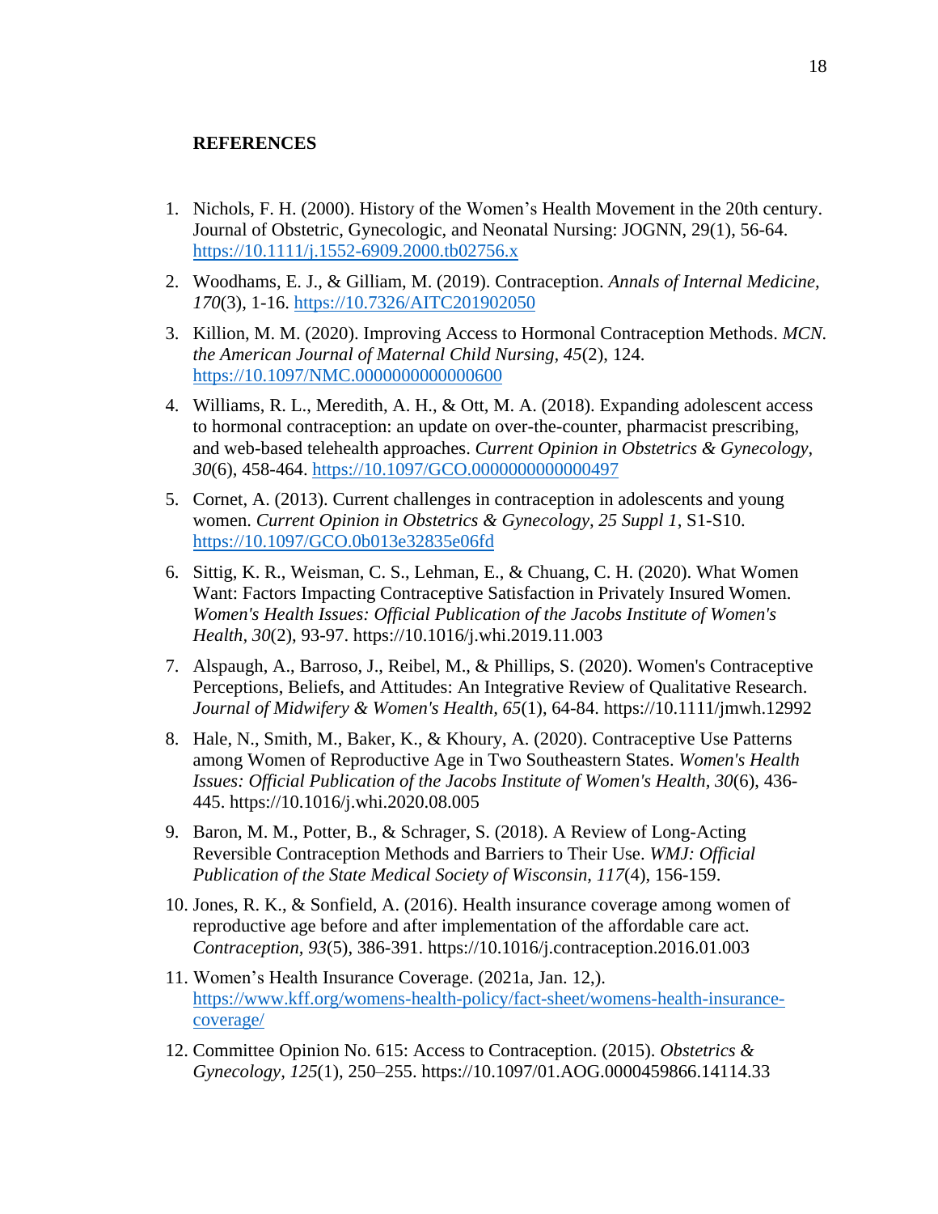## REFERENCES

1. Nichols, F. H. (2000). History of the Women's Health Movement in the 20th century. Journal of Obstetric, Gynecologic, and Neonatal Nursing: JOGNN, 29(1), 56-64. https://10.1111/j.1552-6909.2000.tb02756.x
2. Woodhams, E. J., & Gilliam, M. (2019). Contraception. *Annals of Internal Medicine, 170*(3), 1-16. https://10.7326/AITC201902050
3. Killion, M. M. (2020). Improving Access to Hormonal Contraception Methods. *MCN. the American Journal of Maternal Child Nursing, 45*(2), 124. https://10.1097/NMC.0000000000000600
4. Williams, R. L., Meredith, A. H., & Ott, M. A. (2018). Expanding adolescent access to hormonal contraception: an update on over-the-counter, pharmacist prescribing, and web-based telehealth approaches. *Current Opinion in Obstetrics & Gynecology, 30*(6), 458-464. https://10.1097/GCO.0000000000000497
5. Cornet, A. (2013). Current challenges in contraception in adolescents and young women. *Current Opinion in Obstetrics & Gynecology, 25 Suppl 1*, S1-S10. https://10.1097/GCO.0b013e32835e06fd
6. Sittig, K. R., Weisman, C. S., Lehman, E., & Chuang, C. H. (2020). What Women Want: Factors Impacting Contraceptive Satisfaction in Privately Insured Women. *Women's Health Issues: Official Publication of the Jacobs Institute of Women's Health, 30*(2), 93-97. https://10.1016/j.whi.2019.11.003
7. Alspaugh, A., Barroso, J., Reibel, M., & Phillips, S. (2020). Women's Contraceptive Perceptions, Beliefs, and Attitudes: An Integrative Review of Qualitative Research. *Journal of Midwifery & Women's Health, 65*(1), 64-84. https://10.1111/jmwh.12992
8. Hale, N., Smith, M., Baker, K., & Khoury, A. (2020). Contraceptive Use Patterns among Women of Reproductive Age in Two Southeastern States. *Women's Health Issues: Official Publication of the Jacobs Institute of Women's Health, 30*(6), 436-445. https://10.1016/j.whi.2020.08.005
9. Baron, M. M., Potter, B., & Schrager, S. (2018). A Review of Long-Acting Reversible Contraception Methods and Barriers to Their Use. *WMJ: Official Publication of the State Medical Society of Wisconsin, 117*(4), 156-159.
10. Jones, R. K., & Sonfield, A. (2016). Health insurance coverage among women of reproductive age before and after implementation of the affordable care act. *Contraception, 93*(5), 386-391. https://10.1016/j.contraception.2016.01.003
11. Women's Health Insurance Coverage. (2021a, Jan. 12,). https://www.kff.org/womens-health-policy/fact-sheet/womens-health-insurance-coverage/
12. Committee Opinion No. 615: Access to Contraception. (2015). *Obstetrics & Gynecology, 125*(1), 250–255. https://10.1097/01.AOG.0000459866.14114.33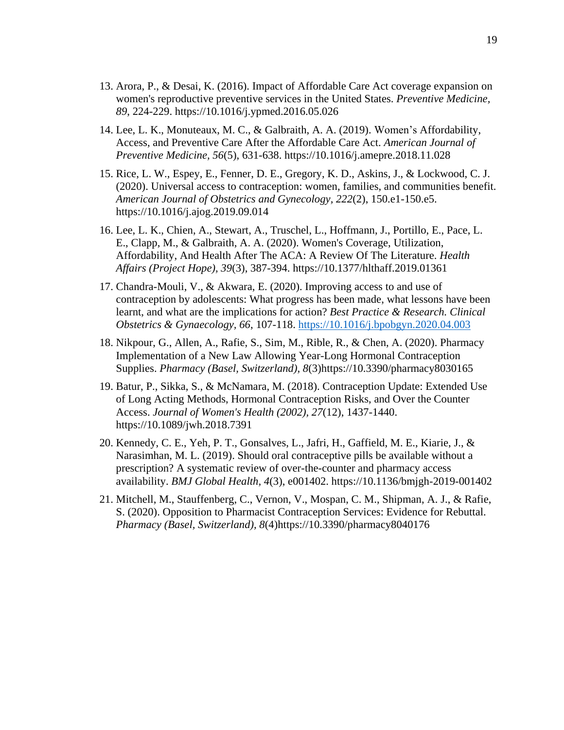13. Arora, P., & Desai, K. (2016). Impact of Affordable Care Act coverage expansion on women's reproductive preventive services in the United States. *Preventive Medicine, 89*, 224-229. https://10.1016/j.ypmed.2016.05.026
14. Lee, L. K., Monuteaux, M. C., & Galbraith, A. A. (2019). Women's Affordability, Access, and Preventive Care After the Affordable Care Act. *American Journal of Preventive Medicine, 56*(5), 631-638. https://10.1016/j.amepre.2018.11.028
15. Rice, L. W., Espey, E., Fenner, D. E., Gregory, K. D., Askins, J., & Lockwood, C. J. (2020). Universal access to contraception: women, families, and communities benefit. *American Journal of Obstetrics and Gynecology, 222*(2), 150.e1-150.e5. https://10.1016/j.ajog.2019.09.014
16. Lee, L. K., Chien, A., Stewart, A., Truschel, L., Hoffmann, J., Portillo, E., Pace, L. E., Clapp, M., & Galbraith, A. A. (2020). Women's Coverage, Utilization, Affordability, And Health After The ACA: A Review Of The Literature. *Health Affairs (Project Hope), 39*(3), 387-394. https://10.1377/hlthaff.2019.01361
17. Chandra-Mouli, V., & Akwara, E. (2020). Improving access to and use of contraception by adolescents: What progress has been made, what lessons have been learnt, and what are the implications for action? *Best Practice & Research. Clinical Obstetrics & Gynaecology, 66*, 107-118. https://10.1016/j.bpobgyn.2020.04.003
18. Nikpour, G., Allen, A., Rafie, S., Sim, M., Rible, R., & Chen, A. (2020). Pharmacy Implementation of a New Law Allowing Year-Long Hormonal Contraception Supplies. *Pharmacy (Basel, Switzerland), 8*(3)https://10.3390/pharmacy8030165
19. Batur, P., Sikka, S., & McNamara, M. (2018). Contraception Update: Extended Use of Long Acting Methods, Hormonal Contraception Risks, and Over the Counter Access. *Journal of Women's Health (2002), 27*(12), 1437-1440. https://10.1089/jwh.2018.7391
20. Kennedy, C. E., Yeh, P. T., Gonsalves, L., Jafri, H., Gaffield, M. E., Kiarie, J., & Narasimhan, M. L. (2019). Should oral contraceptive pills be available without a prescription? A systematic review of over-the-counter and pharmacy access availability. *BMJ Global Health, 4*(3), e001402. https://10.1136/bmjgh-2019-001402
21. Mitchell, M., Stauffenberg, C., Vernon, V., Mospan, C. M., Shipman, A. J., & Rafie, S. (2020). Opposition to Pharmacist Contraception Services: Evidence for Rebuttal. *Pharmacy (Basel, Switzerland), 8*(4)https://10.3390/pharmacy8040176